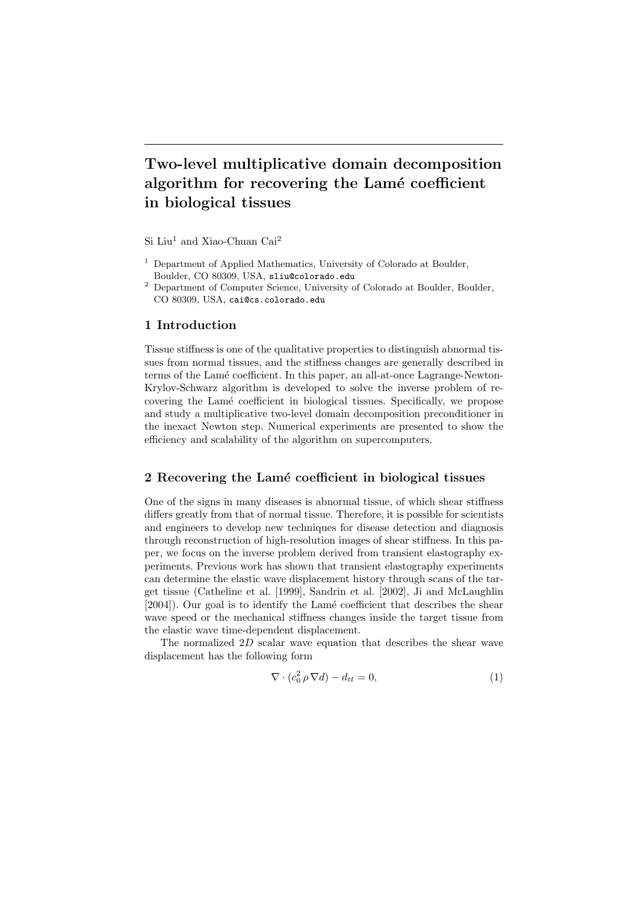# Two-level multiplicative domain decomposition algorithm for recovering the Lamé coefficient in biological tissues

Si Liu[1] and Xiao-Chuan Cai[2]

[1] Department of Applied Mathematics, University of Colorado at Boulder, Boulder, CO 80309, USA, sliu@colorado.edu

[2] Department of Computer Science, University of Colorado at Boulder, Boulder, CO 80309, USA, cai@cs.colorado.edu

## 1 Introduction

Tissue stiffness is one of the qualitative properties to distinguish abnormal tissues from normal tissues, and the stiffness changes are generally described in terms of the Lamé coefficient. In this paper, an all-at-once Lagrange-Newton-Krylov-Schwarz algorithm is developed to solve the inverse problem of recovering the Lamé coefficient in biological tissues. Specifically, we propose and study a multiplicative two-level domain decomposition preconditioner in the inexact Newton step. Numerical experiments are presented to show the efficiency and scalability of the algorithm on supercomputers.

## 2 Recovering the Lamé coefficient in biological tissues

One of the signs in many diseases is abnormal tissue, of which shear stiffness differs greatly from that of normal tissue. Therefore, it is possible for scientists and engineers to develop new techniques for disease detection and diagnosis through reconstruction of high-resolution images of shear stiffness. In this paper, we focus on the inverse problem derived from transient elastography experiments. Previous work has shown that transient elastography experiments can determine the elastic wave displacement history through scans of the target tissue (Catheline et al. [1999], Sandrin et al. [2002], Ji and McLaughlin [2004]). Our goal is to identify the Lamé coefficient that describes the shear wave speed or the mechanical stiffness changes inside the target tissue from the elastic wave time-dependent displacement.

The normalized $2D$ scalar wave equation that describes the shear wave displacement has the following form

$$\nabla \cdot (c_0^2 \, \rho \, \nabla d) - d_{tt} = 0, \tag{1}$$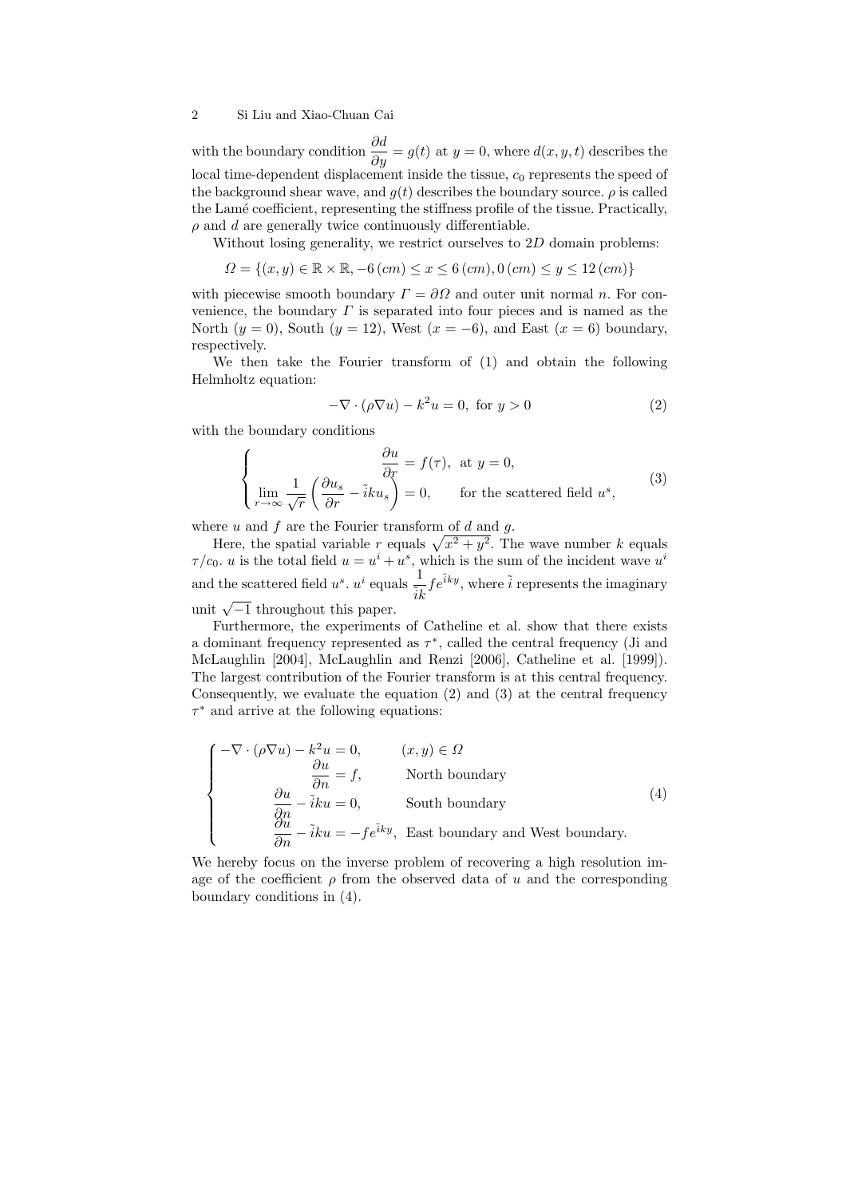with the boundary condition $\frac{\partial d}{\partial y} = g(t)$ at $y = 0$, where $d(x, y, t)$ describes the local time-dependent displacement inside the tissue, $c_0$ represents the speed of the background shear wave, and $g(t)$ describes the boundary source. $\rho$ is called the Lamé coefficient, representing the stiffness profile of the tissue. Practically, $\rho$ and $d$ are generally twice continuously differentiable.

Without losing generality, we restrict ourselves to $2D$ domain problems:

$$\Omega = \{(x, y) \in \mathbb{R} \times \mathbb{R}, -6\,(cm) \leq x \leq 6\,(cm), 0\,(cm) \leq y \leq 12\,(cm)\}$$

with piecewise smooth boundary $\Gamma = \partial\Omega$ and outer unit normal $n$. For convenience, the boundary $\Gamma$ is separated into four pieces and is named as the North ($y = 0$), South ($y = 12$), West ($x = -6$), and East ($x = 6$) boundary, respectively.

We then take the Fourier transform of (1) and obtain the following Helmholtz equation:

$$-\nabla \cdot (\rho \nabla u) - k^2 u = 0, \text{ for } y > 0 \tag{2}$$

with the boundary conditions

$$\begin{cases} \dfrac{\partial u}{\partial r} = f(\tau), \text{ at } y = 0, \\ \displaystyle\lim_{r \to \infty} \frac{1}{\sqrt{r}} \left( \frac{\partial u_s}{\partial r} - \tilde{i} k u_s \right) = 0, \qquad \text{for the scattered field } u^s, \end{cases} \tag{3}$$

where $u$ and $f$ are the Fourier transform of $d$ and $g$.

Here, the spatial variable $r$ equals $\sqrt{x^2 + y^2}$. The wave number $k$ equals $\tau / c_0$. $u$ is the total field $u = u^i + u^s$, which is the sum of the incident wave $u^i$ and the scattered field $u^s$. $u^i$ equals $\frac{1}{\tilde{i}k} f e^{\tilde{i}ky}$, where $\tilde{i}$ represents the imaginary unit $\sqrt{-1}$ throughout this paper.

Furthermore, the experiments of Catheline et al. show that there exists a dominant frequency represented as $\tau^*$, called the central frequency (Ji and McLaughlin [2004], McLaughlin and Renzi [2006], Catheline et al. [1999]). The largest contribution of the Fourier transform is at this central frequency. Consequently, we evaluate the equation (2) and (3) at the central frequency $\tau^*$ and arrive at the following equations:

$$\begin{cases} -\nabla \cdot (\rho \nabla u) - k^2 u = 0, & (x, y) \in \Omega \\ \dfrac{\partial u}{\partial n} = f, & \text{North boundary} \\ \dfrac{\partial u}{\partial n} - \tilde{i} k u = 0, & \text{South boundary} \\ \dfrac{\partial u}{\partial n} - \tilde{i} k u = -f e^{\tilde{i}ky}, & \text{East boundary and West boundary.} \end{cases} \tag{4}$$

We hereby focus on the inverse problem of recovering a high resolution image of the coefficient $\rho$ from the observed data of $u$ and the corresponding boundary conditions in (4).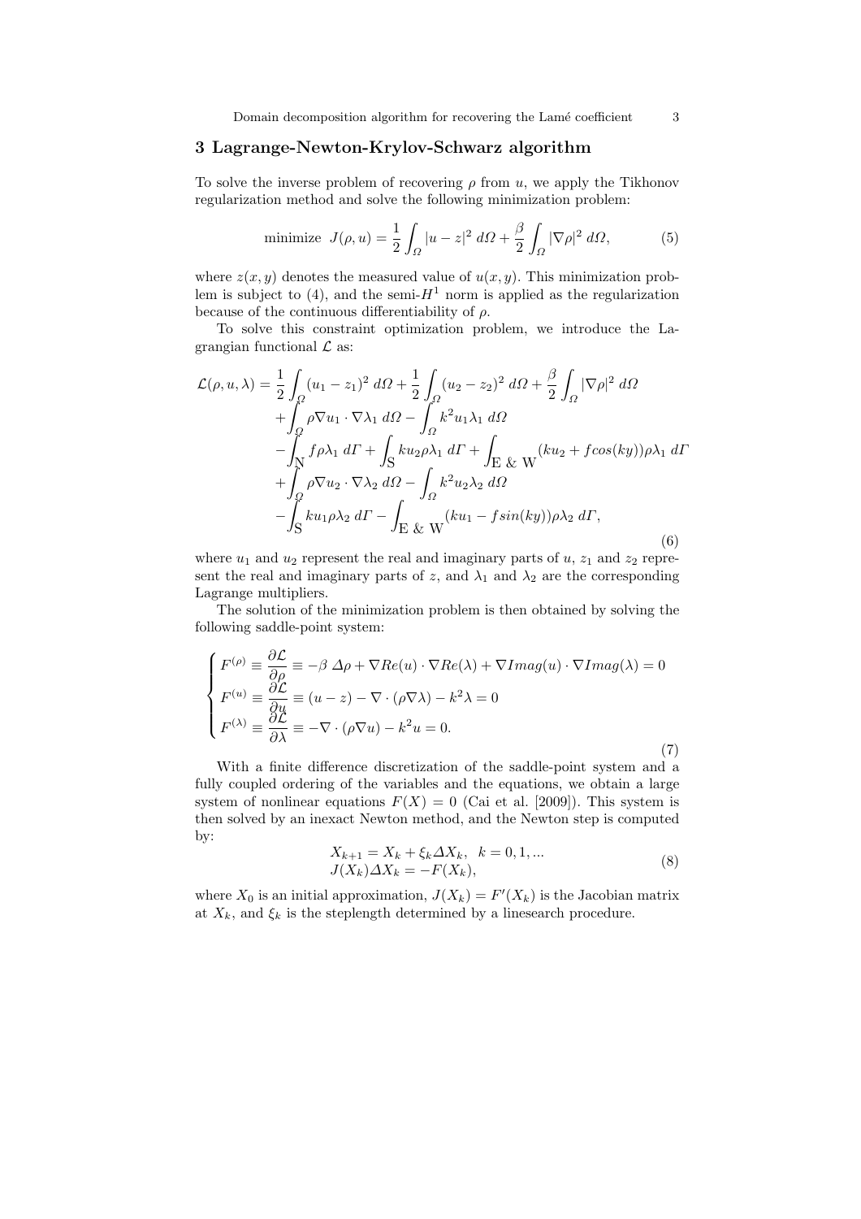## 3 Lagrange-Newton-Krylov-Schwarz algorithm

To solve the inverse problem of recovering $\rho$ from $u$, we apply the Tikhonov regularization method and solve the following minimization problem:

$$\text{minimize } \; J(\rho, u) = \frac{1}{2}\int_{\Omega} |u - z|^2 \, d\Omega + \frac{\beta}{2}\int_{\Omega} |\nabla \rho|^2 \, d\Omega, \tag{5}$$

where $z(x, y)$ denotes the measured value of $u(x, y)$. This minimization problem is subject to (4), and the semi-$H^1$ norm is applied as the regularization because of the continuous differentiability of $\rho$.

To solve this constraint optimization problem, we introduce the Lagrangian functional $\mathcal{L}$ as:

$$\begin{aligned}
\mathcal{L}(\rho, u, \lambda) = & \frac{1}{2}\int_{\Omega} (u_1 - z_1)^2 \, d\Omega + \frac{1}{2}\int_{\Omega} (u_2 - z_2)^2 \, d\Omega + \frac{\beta}{2}\int_{\Omega} |\nabla \rho|^2 \, d\Omega \\
& + \int_{\Omega} \rho \nabla u_1 \cdot \nabla \lambda_1 \, d\Omega - \int_{\Omega} k^2 u_1 \lambda_1 \, d\Omega \\
& - \int_{\text{N}} f \rho \lambda_1 \, d\Gamma + \int_{\text{S}} k u_2 \rho \lambda_1 \, d\Gamma + \int_{\text{E \& W}} (k u_2 + f cos(ky)) \rho \lambda_1 \, d\Gamma \\
& + \int_{\Omega} \rho \nabla u_2 \cdot \nabla \lambda_2 \, d\Omega - \int_{\Omega} k^2 u_2 \lambda_2 \, d\Omega \\
& - \int_{\text{S}} k u_1 \rho \lambda_2 \, d\Gamma - \int_{\text{E \& W}} (k u_1 - f sin(ky)) \rho \lambda_2 \, d\Gamma,
\end{aligned} \tag{6}$$

where $u_1$ and $u_2$ represent the real and imaginary parts of $u$, $z_1$ and $z_2$ represent the real and imaginary parts of $z$, and $\lambda_1$ and $\lambda_2$ are the corresponding Lagrange multipliers.

The solution of the minimization problem is then obtained by solving the following saddle-point system:

$$\begin{cases}
F^{(\rho)} \equiv \dfrac{\partial \mathcal{L}}{\partial \rho} \equiv -\beta \, \Delta \rho + \nabla Re(u) \cdot \nabla Re(\lambda) + \nabla Imag(u) \cdot \nabla Imag(\lambda) = 0 \\
F^{(u)} \equiv \dfrac{\partial \mathcal{L}}{\partial u} \equiv (u - z) - \nabla \cdot (\rho \nabla \lambda) - k^2 \lambda = 0 \\
F^{(\lambda)} \equiv \dfrac{\partial \mathcal{L}}{\partial \lambda} \equiv -\nabla \cdot (\rho \nabla u) - k^2 u = 0.
\end{cases} \tag{7}$$

With a finite difference discretization of the saddle-point system and a fully coupled ordering of the variables and the equations, we obtain a large system of nonlinear equations $F(X) = 0$ (Cai et al. [2009]). This system is then solved by an inexact Newton method, and the Newton step is computed by:

$$\begin{aligned}
& X_{k+1} = X_k + \xi_k \Delta X_k, \quad k = 0, 1, ... \\
& J(X_k) \Delta X_k = -F(X_k),
\end{aligned} \tag{8}$$

where $X_0$ is an initial approximation, $J(X_k) = F'(X_k)$ is the Jacobian matrix at $X_k$, and $\xi_k$ is the steplength determined by a linesearch procedure.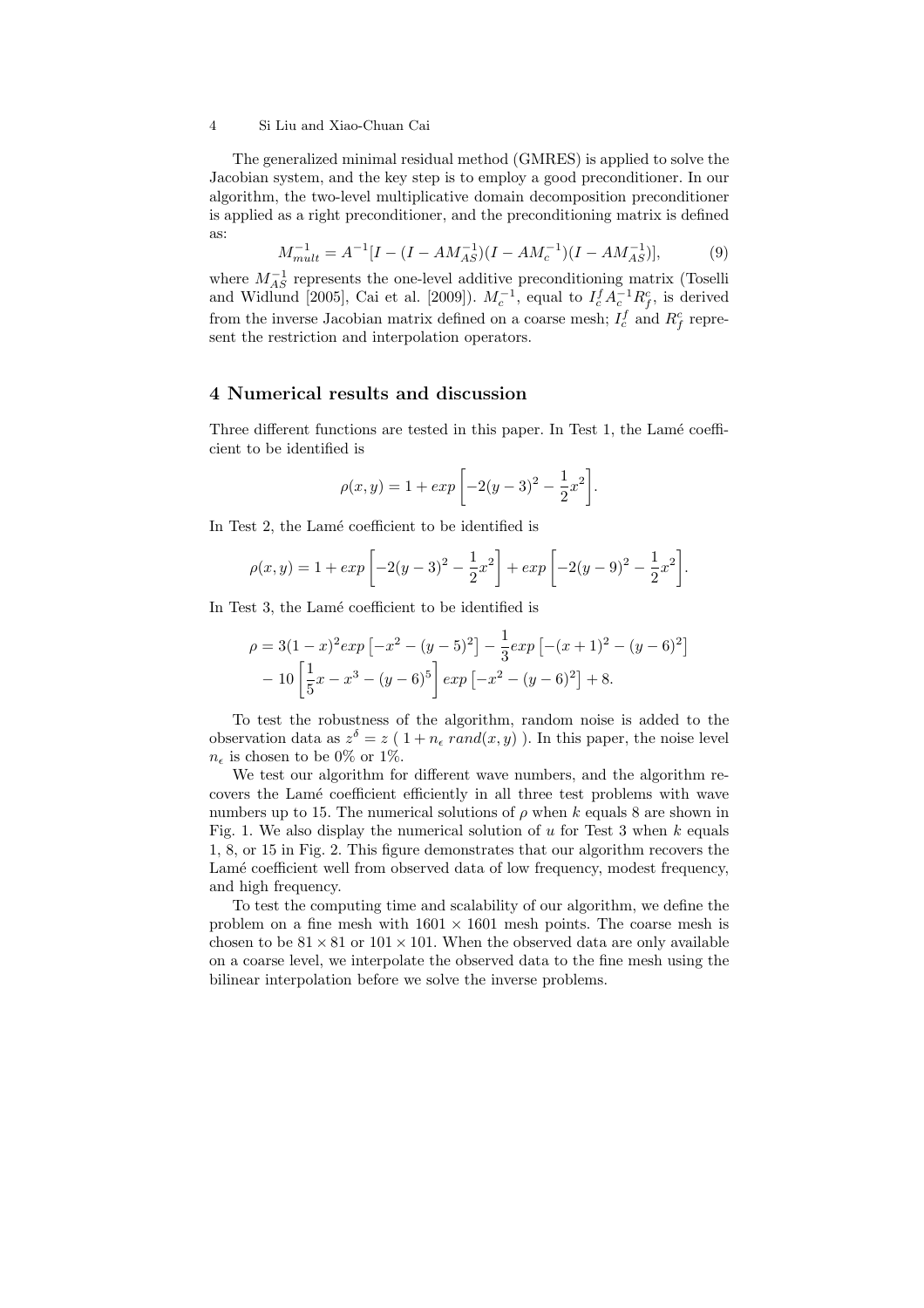The generalized minimal residual method (GMRES) is applied to solve the Jacobian system, and the key step is to employ a good preconditioner. In our algorithm, the two-level multiplicative domain decomposition preconditioner is applied as a right preconditioner, and the preconditioning matrix is defined as:

$$M_{mult}^{-1} = A^{-1}[I - (I - AM_{AS}^{-1})(I - AM_c^{-1})(I - AM_{AS}^{-1})], \tag{9}$$

where $M_{AS}^{-1}$ represents the one-level additive preconditioning matrix (Toselli and Widlund [2005], Cai et al. [2009]). $M_c^{-1}$, equal to $I_c^f A_c^{-1} R_f^c$, is derived from the inverse Jacobian matrix defined on a coarse mesh; $I_c^f$ and $R_f^c$ represent the restriction and interpolation operators.

## 4 Numerical results and discussion

Three different functions are tested in this paper. In Test 1, the Lamé coefficient to be identified is

$$\rho(x,y) = 1 + exp\left[-2(y-3)^2 - \frac{1}{2}x^2\right].$$

In Test 2, the Lamé coefficient to be identified is

$$\rho(x,y) = 1 + exp\left[-2(y-3)^2 - \frac{1}{2}x^2\right] + exp\left[-2(y-9)^2 - \frac{1}{2}x^2\right].$$

In Test 3, the Lamé coefficient to be identified is

$$\begin{aligned}\rho &= 3(1-x)^2 exp\left[-x^2 - (y-5)^2\right] - \frac{1}{3}exp\left[-(x+1)^2 - (y-6)^2\right] \\ &- 10\left[\frac{1}{5}x - x^3 - (y-6)^5\right] exp\left[-x^2 - (y-6)^2\right] + 8.\end{aligned}$$

To test the robustness of the algorithm, random noise is added to the observation data as $z^\delta = z\ (\ 1 + n_\epsilon\ rand(x,y)\ )$. In this paper, the noise level $n_\epsilon$ is chosen to be 0% or 1%.

We test our algorithm for different wave numbers, and the algorithm recovers the Lamé coefficient efficiently in all three test problems with wave numbers up to 15. The numerical solutions of $\rho$ when $k$ equals 8 are shown in Fig. 1. We also display the numerical solution of $u$ for Test 3 when $k$ equals 1, 8, or 15 in Fig. 2. This figure demonstrates that our algorithm recovers the Lamé coefficient well from observed data of low frequency, modest frequency, and high frequency.

To test the computing time and scalability of our algorithm, we define the problem on a fine mesh with $1601 \times 1601$ mesh points. The coarse mesh is chosen to be $81 \times 81$ or $101 \times 101$. When the observed data are only available on a coarse level, we interpolate the observed data to the fine mesh using the bilinear interpolation before we solve the inverse problems.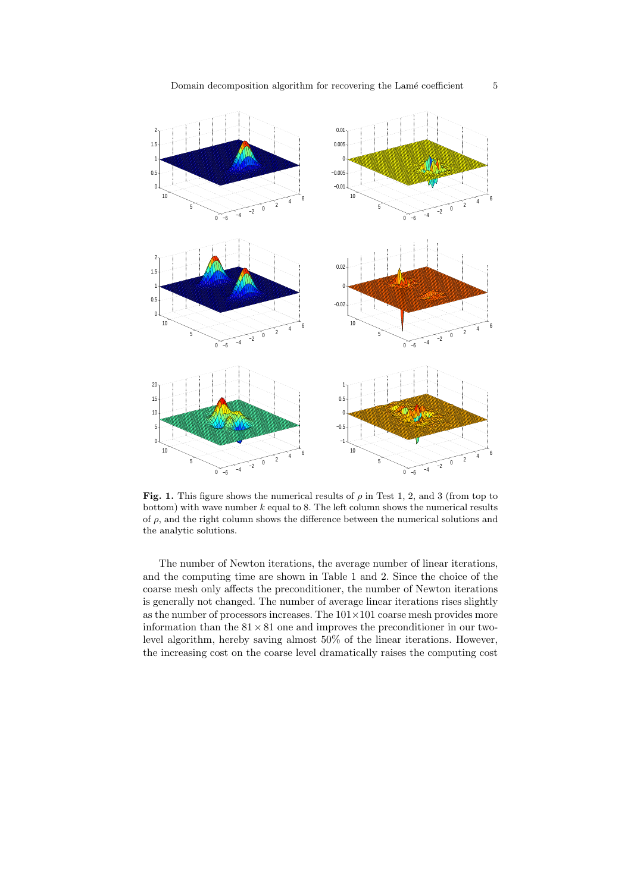**Fig. 1.** This figure shows the numerical results of $\rho$ in Test 1, 2, and 3 (from top to bottom) with wave number $k$ equal to 8. The left column shows the numerical results of $\rho$, and the right column shows the difference between the numerical solutions and the analytic solutions.

The number of Newton iterations, the average number of linear iterations, and the computing time are shown in Table 1 and 2. Since the choice of the coarse mesh only affects the preconditioner, the number of Newton iterations is generally not changed. The number of average linear iterations rises slightly as the number of processors increases. The $101 \times 101$ coarse mesh provides more information than the $81 \times 81$ one and improves the preconditioner in our two-level algorithm, hereby saving almost 50% of the linear iterations. However, the increasing cost on the coarse level dramatically raises the computing cost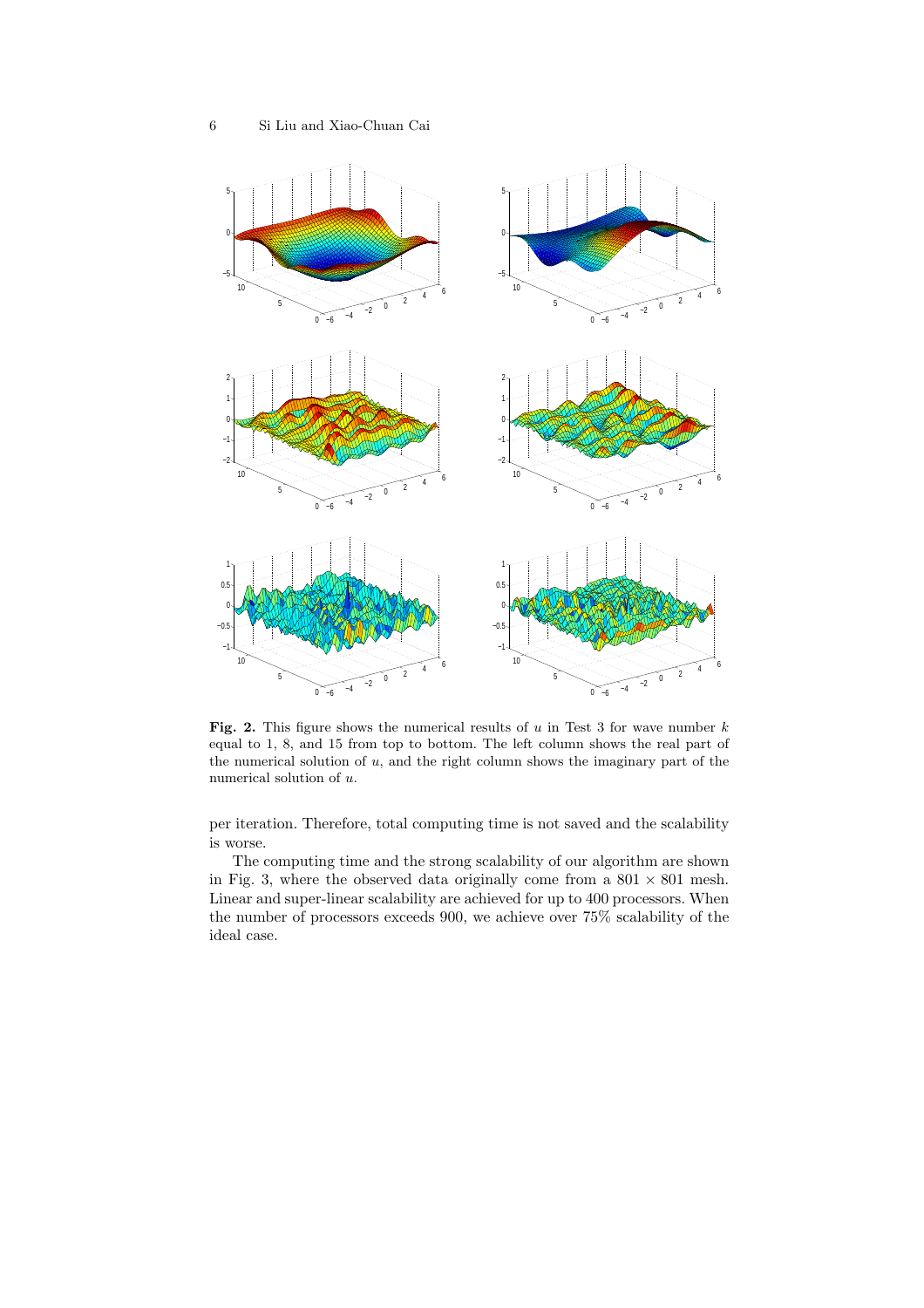**Fig. 2.** This figure shows the numerical results of $u$ in Test 3 for wave number $k$ equal to 1, 8, and 15 from top to bottom. The left column shows the real part of the numerical solution of $u$, and the right column shows the imaginary part of the numerical solution of $u$.

per iteration. Therefore, total computing time is not saved and the scalability is worse.

The computing time and the strong scalability of our algorithm are shown in Fig. 3, where the observed data originally come from a $801 \times 801$ mesh. Linear and super-linear scalability are achieved for up to 400 processors. When the number of processors exceeds 900, we achieve over 75% scalability of the ideal case.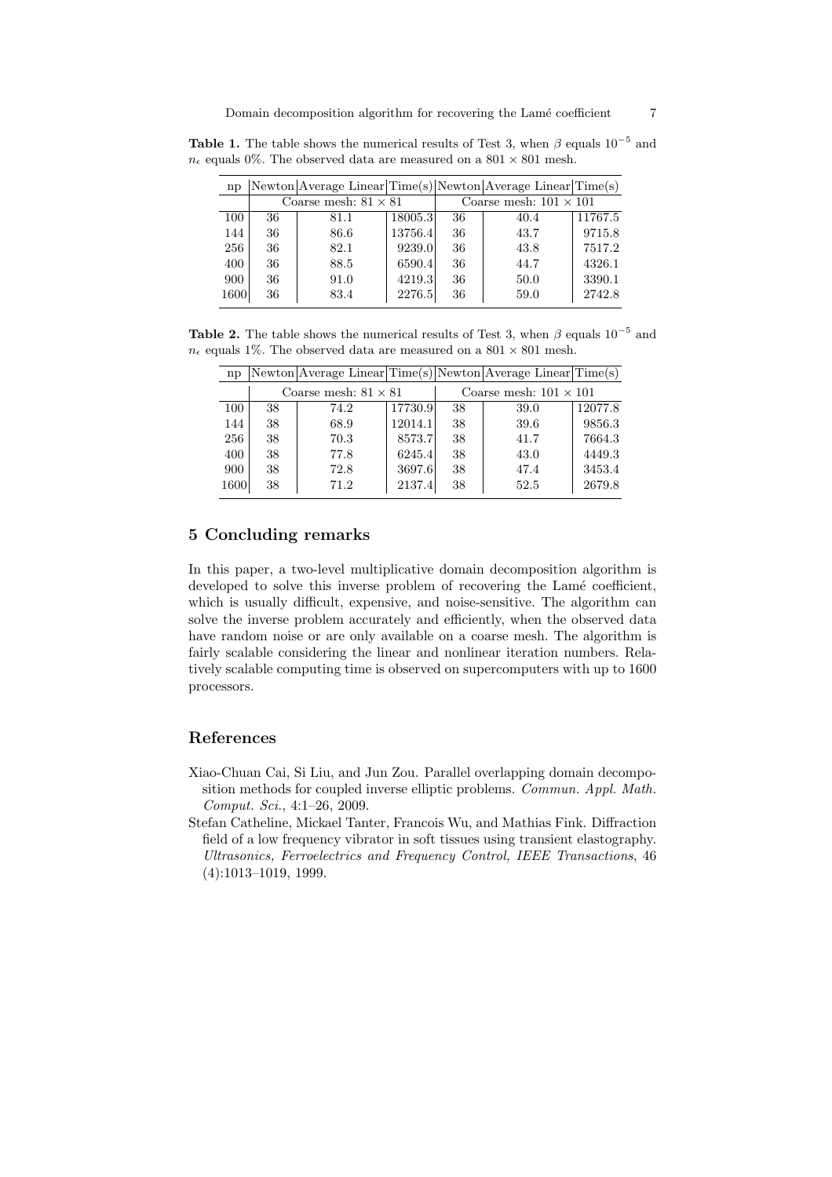**Table 1.** The table shows the numerical results of Test 3, when $\beta$ equals $10^{-5}$ and $n_\epsilon$ equals 0%. The observed data are measured on a $801 \times 801$ mesh.

| np | Newton | Average Linear | Time(s) | Newton | Average Linear | Time(s) |
|---|---|---|---|---|---|---|
| | Coarse mesh: $81 \times 81$ | | | Coarse mesh: $101 \times 101$ | | |
| 100 | 36 | 81.1 | 18005.3 | 36 | 40.4 | 11767.5 |
| 144 | 36 | 86.6 | 13756.4 | 36 | 43.7 | 9715.8 |
| 256 | 36 | 82.1 | 9239.0 | 36 | 43.8 | 7517.2 |
| 400 | 36 | 88.5 | 6590.4 | 36 | 44.7 | 4326.1 |
| 900 | 36 | 91.0 | 4219.3 | 36 | 50.0 | 3390.1 |
| 1600 | 36 | 83.4 | 2276.5 | 36 | 59.0 | 2742.8 |

**Table 2.** The table shows the numerical results of Test 3, when $\beta$ equals $10^{-5}$ and $n_\epsilon$ equals 1%. The observed data are measured on a $801 \times 801$ mesh.

| np | Newton | Average Linear | Time(s) | Newton | Average Linear | Time(s) |
|---|---|---|---|---|---|---|
| | Coarse mesh: $81 \times 81$ | | | Coarse mesh: $101 \times 101$ | | |
| 100 | 38 | 74.2 | 17730.9 | 38 | 39.0 | 12077.8 |
| 144 | 38 | 68.9 | 12014.1 | 38 | 39.6 | 9856.3 |
| 256 | 38 | 70.3 | 8573.7 | 38 | 41.7 | 7664.3 |
| 400 | 38 | 77.8 | 6245.4 | 38 | 43.0 | 4449.3 |
| 900 | 38 | 72.8 | 3697.6 | 38 | 47.4 | 3453.4 |
| 1600 | 38 | 71.2 | 2137.4 | 38 | 52.5 | 2679.8 |

## 5 Concluding remarks

In this paper, a two-level multiplicative domain decomposition algorithm is developed to solve this inverse problem of recovering the Lamé coefficient, which is usually difficult, expensive, and noise-sensitive. The algorithm can solve the inverse problem accurately and efficiently, when the observed data have random noise or are only available on a coarse mesh. The algorithm is fairly scalable considering the linear and nonlinear iteration numbers. Relatively scalable computing time is observed on supercomputers with up to 1600 processors.

## References

Xiao-Chuan Cai, Si Liu, and Jun Zou. Parallel overlapping domain decomposition methods for coupled inverse elliptic problems. *Commun. Appl. Math. Comput. Sci.*, 4:1–26, 2009.

Stefan Catheline, Mickael Tanter, Francois Wu, and Mathias Fink. Diffraction field of a low frequency vibrator in soft tissues using transient elastography. *Ultrasonics, Ferroelectrics and Frequency Control, IEEE Transactions*, 46 (4):1013–1019, 1999.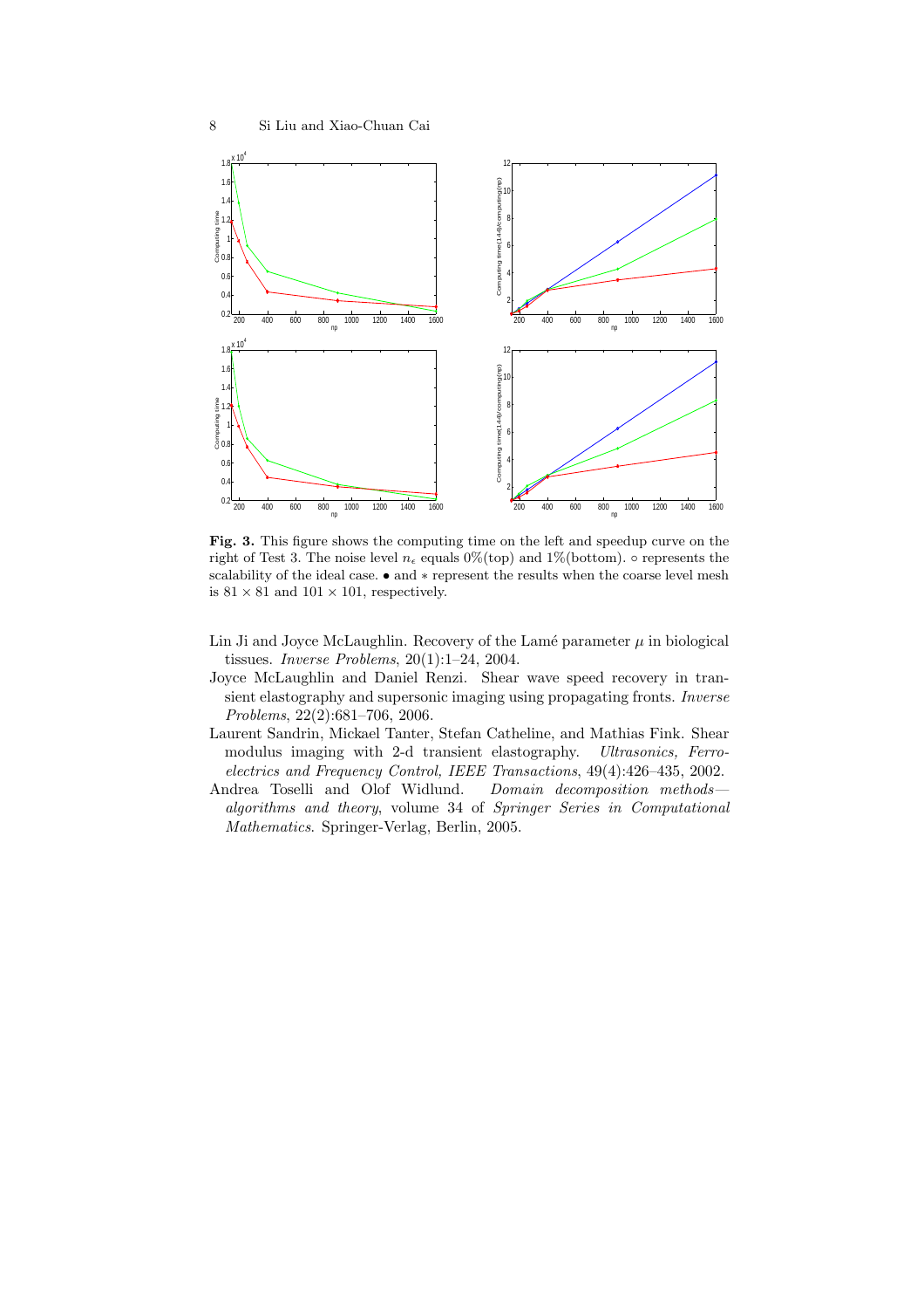x 10^4

1.8
1.6
1.4
1.2
1
0.8
0.6
0.4
0.2

Computing time

200 400 600 800 1000 1200 1400 1600

np

12
10
8
6
4
2

Computing time(144)/computing(np)

200 400 600 800 1000 1200 1400 1600

np

x 10^4

1.8
1.6
1.4
1.2
1
0.8
0.6
0.4
0.2

Computing time

200 400 600 800 1000 1200 1400 1600

np

12
10
8
6
4
2

Computing time(144)/computing(np)

200 400 600 800 1000 1200 1400 1600

np

**Fig. 3.** This figure shows the computing time on the left and speedup curve on the right of Test 3. The noise level $n_\epsilon$ equals 0%(top) and 1%(bottom). ∘ represents the scalability of the ideal case. • and ∗ represent the results when the coarse level mesh is $81 \times 81$ and $101 \times 101$, respectively.

Lin Ji and Joyce McLaughlin. Recovery of the Lamé parameter $\mu$ in biological tissues. *Inverse Problems*, 20(1):1–24, 2004.

Joyce McLaughlin and Daniel Renzi. Shear wave speed recovery in transient elastography and supersonic imaging using propagating fronts. *Inverse Problems*, 22(2):681–706, 2006.

Laurent Sandrin, Mickael Tanter, Stefan Catheline, and Mathias Fink. Shear modulus imaging with 2-d transient elastography. *Ultrasonics, Ferroelectrics and Frequency Control, IEEE Transactions*, 49(4):426–435, 2002.

Andrea Toselli and Olof Widlund. *Domain decomposition methods—algorithms and theory*, volume 34 of *Springer Series in Computational Mathematics*. Springer-Verlag, Berlin, 2005.